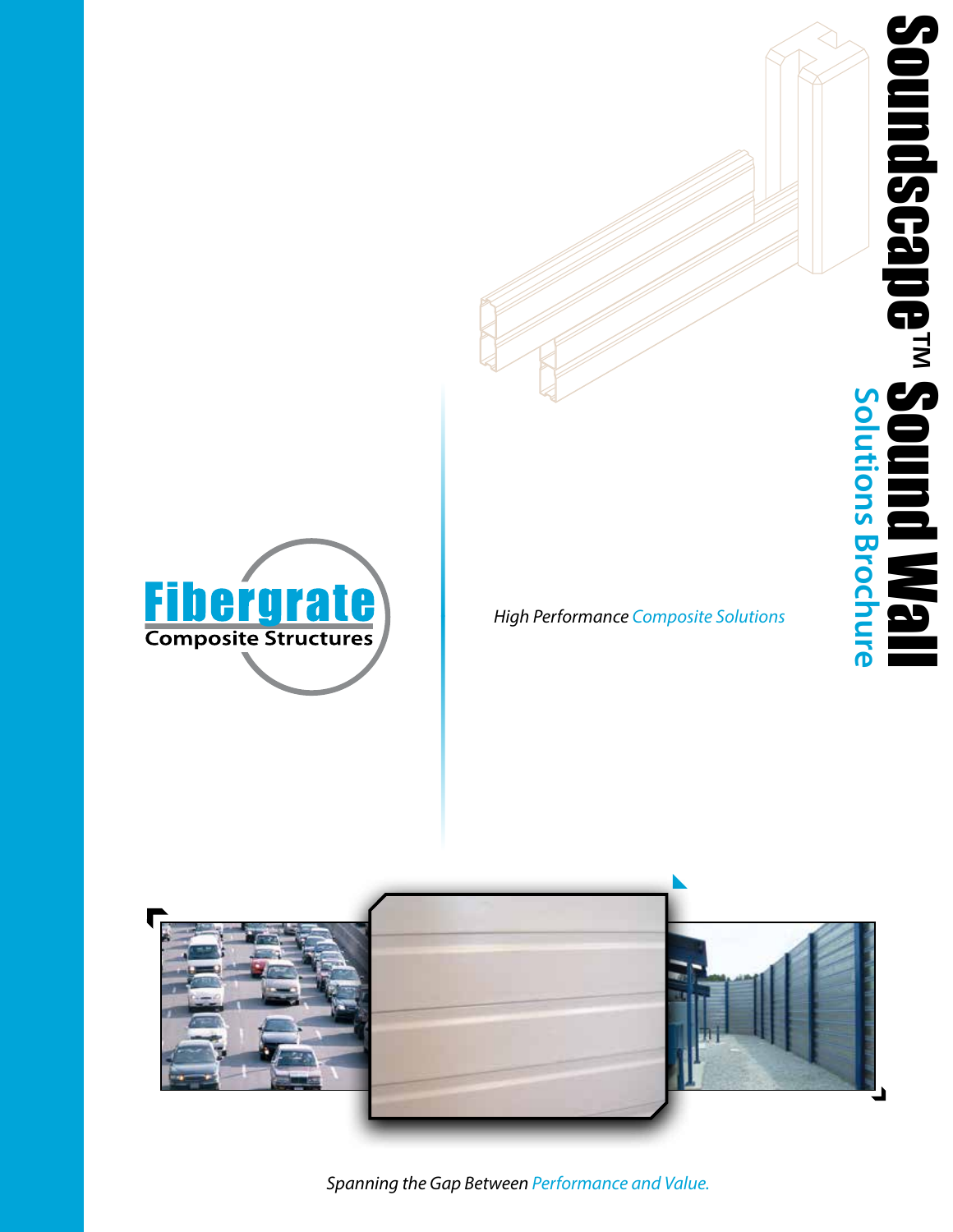# Soundscape™ Sound Wall

## Solutions Brochure

**Fibergrate**
Composite Structures

*High Performance Composite Solutions*

*Spanning the Gap Between Performance and Value.*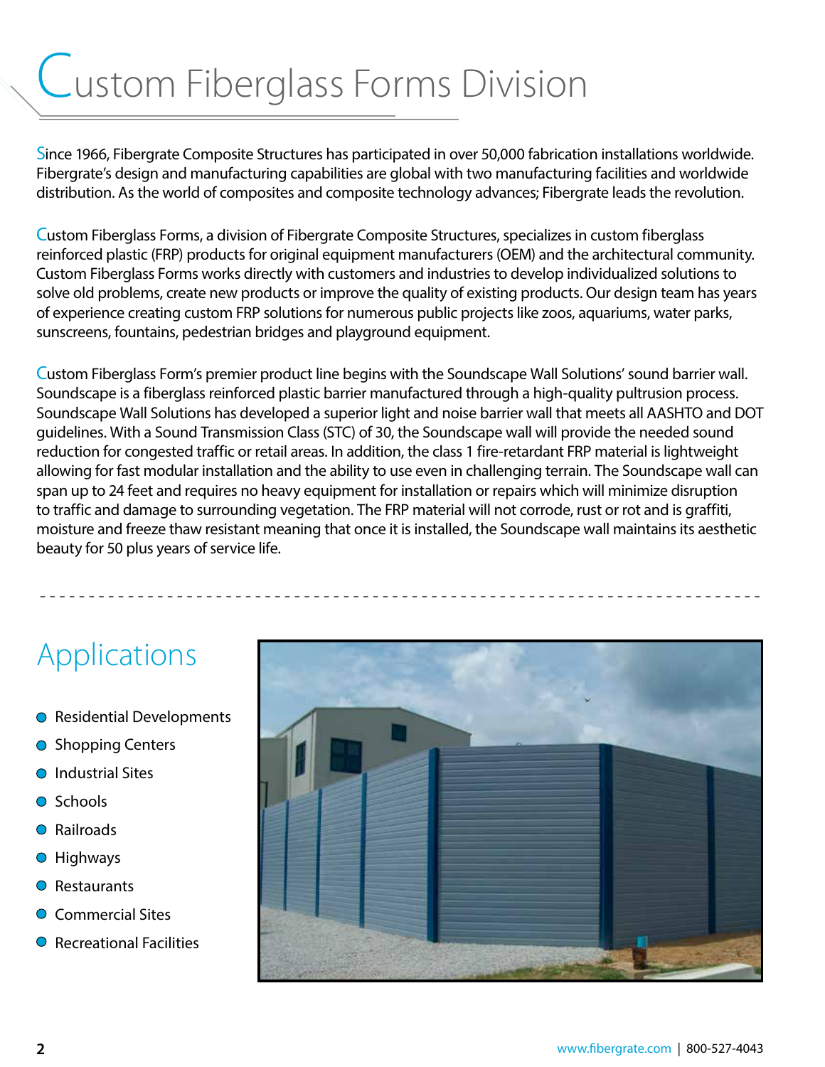# Custom Fiberglass Forms Division

Since 1966, Fibergrate Composite Structures has participated in over 50,000 fabrication installations worldwide. Fibergrate's design and manufacturing capabilities are global with two manufacturing facilities and worldwide distribution. As the world of composites and composite technology advances; Fibergrate leads the revolution.

Custom Fiberglass Forms, a division of Fibergrate Composite Structures, specializes in custom fiberglass reinforced plastic (FRP) products for original equipment manufacturers (OEM) and the architectural community. Custom Fiberglass Forms works directly with customers and industries to develop individualized solutions to solve old problems, create new products or improve the quality of existing products. Our design team has years of experience creating custom FRP solutions for numerous public projects like zoos, aquariums, water parks, sunscreens, fountains, pedestrian bridges and playground equipment.

Custom Fiberglass Form's premier product line begins with the Soundscape Wall Solutions' sound barrier wall. Soundscape is a fiberglass reinforced plastic barrier manufactured through a high-quality pultrusion process. Soundscape Wall Solutions has developed a superior light and noise barrier wall that meets all AASHTO and DOT guidelines. With a Sound Transmission Class (STC) of 30, the Soundscape wall will provide the needed sound reduction for congested traffic or retail areas. In addition, the class 1 fire-retardant FRP material is lightweight allowing for fast modular installation and the ability to use even in challenging terrain. The Soundscape wall can span up to 24 feet and requires no heavy equipment for installation or repairs which will minimize disruption to traffic and damage to surrounding vegetation. The FRP material will not corrode, rust or rot and is graffiti, moisture and freeze thaw resistant meaning that once it is installed, the Soundscape wall maintains its aesthetic beauty for 50 plus years of service life.

## Applications

- Residential Developments
- Shopping Centers
- Industrial Sites
- Schools
- Railroads
- Highways
- Restaurants
- Commercial Sites
- Recreational Facilities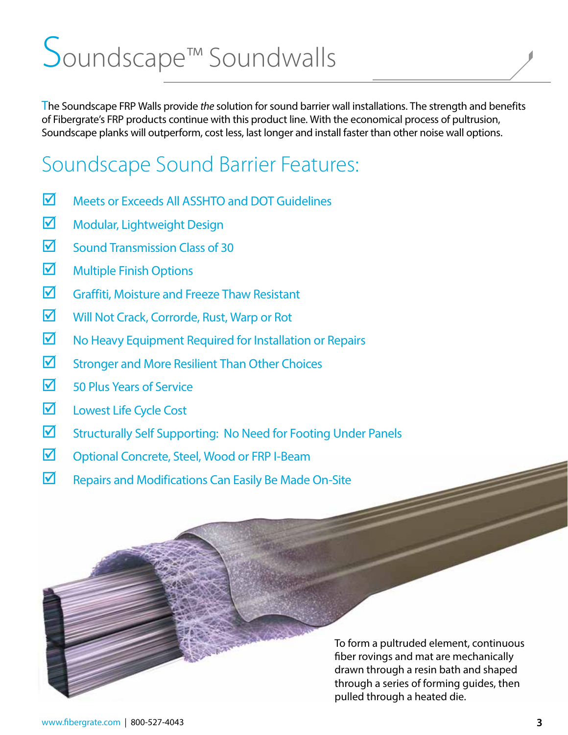# Soundscape™ Soundwalls

The Soundscape FRP Walls provide *the* solution for sound barrier wall installations. The strength and benefits of Fibergrate's FRP products continue with this product line. With the economical process of pultrusion, Soundscape planks will outperform, cost less, last longer and install faster than other noise wall options.

## Soundscape Sound Barrier Features:

- ☑ Meets or Exceeds All ASSHTO and DOT Guidelines
- ☑ Modular, Lightweight Design
- ☑ Sound Transmission Class of 30
- ☑ Multiple Finish Options
- ☑ Graffiti, Moisture and Freeze Thaw Resistant
- ☑ Will Not Crack, Corrorde, Rust, Warp or Rot
- ☑ No Heavy Equipment Required for Installation or Repairs
- ☑ Stronger and More Resilient Than Other Choices
- ☑ 50 Plus Years of Service
- ☑ Lowest Life Cycle Cost
- ☑ Structurally Self Supporting: No Need for Footing Under Panels
- ☑ Optional Concrete, Steel, Wood or FRP I-Beam
- ☑ Repairs and Modifications Can Easily Be Made On-Site

To form a pultruded element, continuous fiber rovings and mat are mechanically drawn through a resin bath and shaped through a series of forming guides, then pulled through a heated die.

www.fibergrate.com | 800-527-4043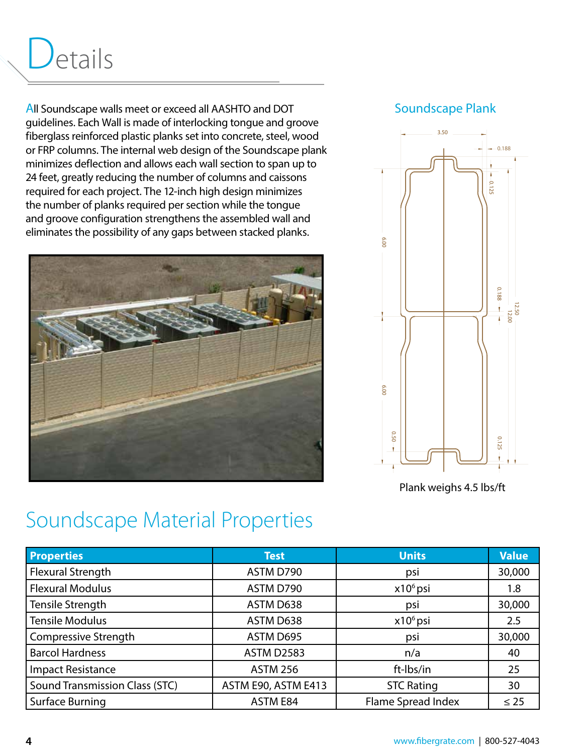# Details

All Soundscape walls meet or exceed all AASHTO and DOT guidelines. Each Wall is made of interlocking tongue and groove fiberglass reinforced plastic planks set into concrete, steel, wood or FRP columns. The internal web design of the Soundscape plank minimizes deflection and allows each wall section to span up to 24 feet, greatly reducing the number of columns and caissons required for each project. The 12-inch high design minimizes the number of planks required per section while the tongue and groove configuration strengthens the assembled wall and eliminates the possibility of any gaps between stacked planks.

## Soundscape Plank

Plank weighs 4.5 lbs/ft

## Soundscape Material Properties

| Properties | Test | Units | Value |
|---|---|---|---|
| Flexural Strength | ASTM D790 | psi | 30,000 |
| Flexural Modulus | ASTM D790 | $x10^6$ psi | 1.8 |
| Tensile Strength | ASTM D638 | psi | 30,000 |
| Tensile Modulus | ASTM D638 | $x10^6$ psi | 2.5 |
| Compressive Strength | ASTM D695 | psi | 30,000 |
| Barcol Hardness | ASTM D2583 | n/a | 40 |
| Impact Resistance | ASTM 256 | ft-lbs/in | 25 |
| Sound Transmission Class (STC) | ASTM E90, ASTM E413 | STC Rating | 30 |
| Surface Burning | ASTM E84 | Flame Spread Index | ≤ 25 |

www.fibergrate.com | 800-527-4043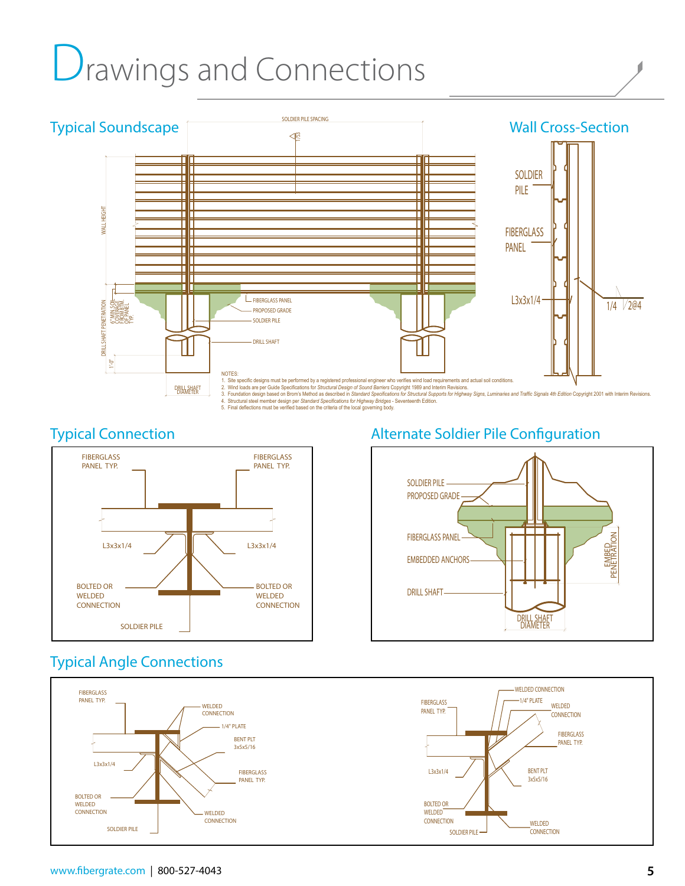# Drawings and Connections

## Typical Soundscape

SOLDIER PILE SPACING

WALL HEIGHT

6" MIN SOIL COVERAGE FROM BTM OF PANEL TYP.

DRILL SHAFT PENETRATION

1'-0"

DRILL SHAFT DIAMETER

FIBERGLASS PANEL

PROPOSED GRADE

SOLDIER PILE

DRILL SHAFT

NOTES:

1. Site specific designs must be performed by a registered professional engineer who verifies wind load requirements and actual soil conditions.
2. Wind loads are per Guide Specifications for *Structural Design of Sound Barriers* Copyright 1989 and Interim Revisions.
3. Foundation design based on Brom's Method as described in *Standard Specifications for Structural Supports for Highway Signs, Luminaries and Traffic Signals 4th Edition* Copyright 2001 with Interim Revisions.
4. Structural steel member design per *Standard Specifications for Highway Bridges* - Seventeenth Edition.
5. Final deflections must be verified based on the criteria of the local governing body.

## Wall Cross-Section

SOLDIER PILE

FIBERGLASS PANEL

L3x3x1/4

1/4 2@4

## Typical Connection

FIBERGLASS PANEL TYP.

FIBERGLASS PANEL TYP.

L3x3x1/4

L3x3x1/4

BOLTED OR WELDED CONNECTION

BOLTED OR WELDED CONNECTION

SOLDIER PILE

## Alternate Soldier Pile Configuration

SOLDIER PILE

PROPOSED GRADE

FIBERGLASS PANEL

EMBEDDED ANCHORS

DRILL SHAFT

EMBED PENETRATION

DRILL SHAFT DIAMETER

## Typical Angle Connections

FIBERGLASS PANEL TYP.

WELDED CONNECTION

1/4" PLATE

BENT PLT 3x5x5/16

L3x3x1/4

FIBERGLASS PANEL TYP.

BOLTED OR WELDED CONNECTION

WELDED CONNECTION

SOLDIER PILE

WELDED CONNECTION

1/4" PLATE

FIBERGLASS PANEL TYP.

WELDED CONNECTION

FIBERGLASS PANEL TYP.

L3x3x1/4

BENT PLT 3x5x5/16

BOLTED OR WELDED CONNECTION

SOLDIER PILE

WELDED CONNECTION

www.fibergrate.com | 800-527-4043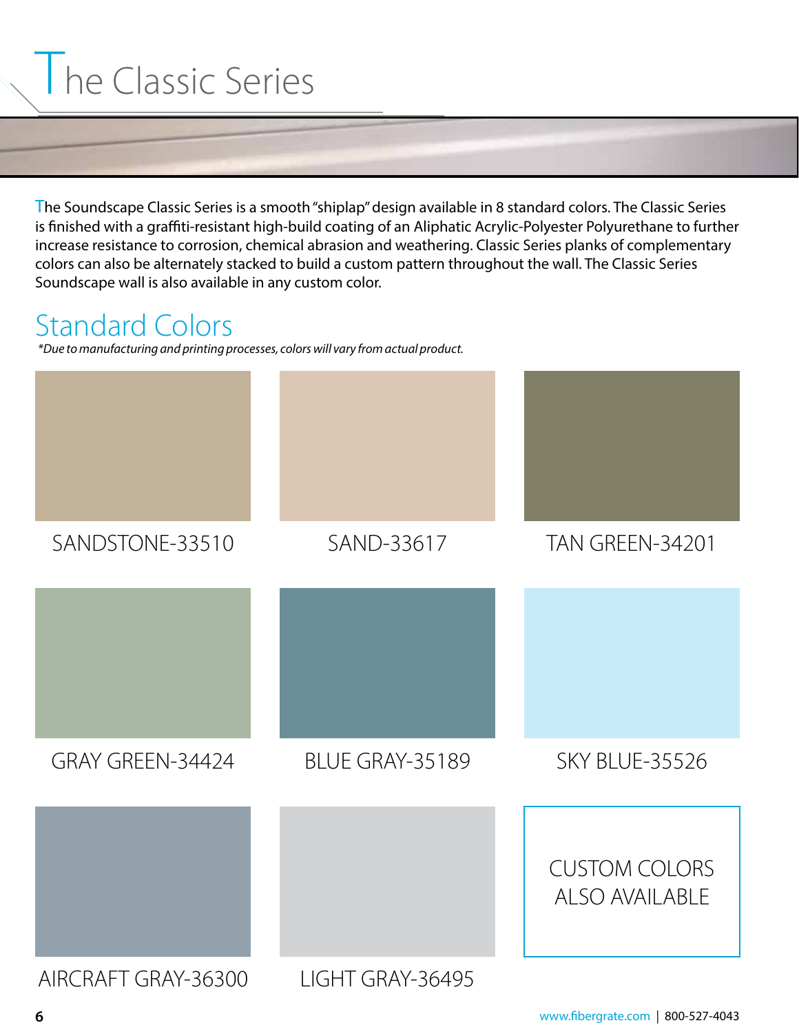# The Classic Series

The Soundscape Classic Series is a smooth "shiplap" design available in 8 standard colors. The Classic Series is finished with a graffiti-resistant high-build coating of an Aliphatic Acrylic-Polyester Polyurethane to further increase resistance to corrosion, chemical abrasion and weathering. Classic Series planks of complementary colors can also be alternately stacked to build a custom pattern throughout the wall. The Classic Series Soundscape wall is also available in any custom color.

## Standard Colors

*\*Due to manufacturing and printing processes, colors will vary from actual product.*

SANDSTONE-33510

SAND-33617

TAN GREEN-34201

GRAY GREEN-34424

BLUE GRAY-35189

SKY BLUE-35526

AIRCRAFT GRAY-36300

LIGHT GRAY-36495

CUSTOM COLORS ALSO AVAILABLE

www.fibergrate.com | 800-527-4043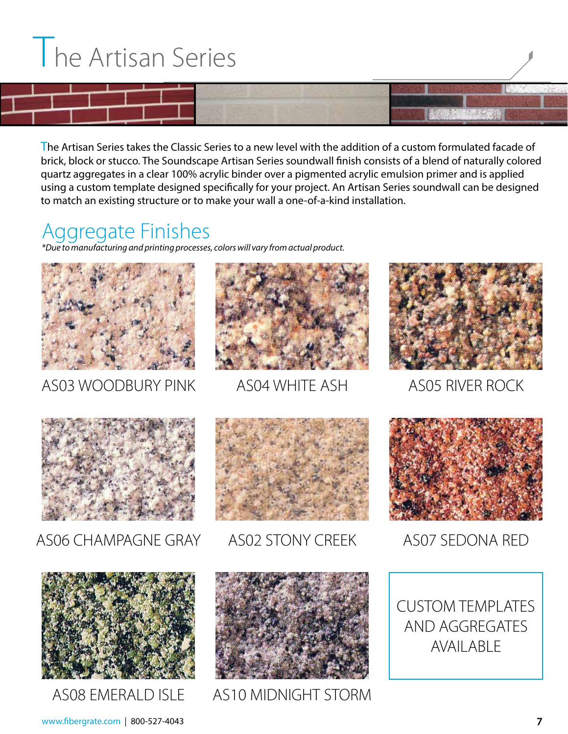# The Artisan Series

The Artisan Series takes the Classic Series to a new level with the addition of a custom formulated facade of brick, block or stucco. The Soundscape Artisan Series soundwall finish consists of a blend of naturally colored quartz aggregates in a clear 100% acrylic binder over a pigmented acrylic emulsion primer and is applied using a custom template designed specifically for your project. An Artisan Series soundwall can be designed to match an existing structure or to make your wall a one-of-a-kind installation.

## Aggregate Finishes

*\*Due to manufacturing and printing processes, colors will vary from actual product.*

AS03 WOODBURY PINK

AS04 WHITE ASH

AS05 RIVER ROCK

AS06 CHAMPAGNE GRAY

AS02 STONY CREEK

AS07 SEDONA RED

AS08 EMERALD ISLE

AS10 MIDNIGHT STORM

CUSTOM TEMPLATES AND AGGREGATES AVAILABLE

www.fibergrate.com | 800-527-4043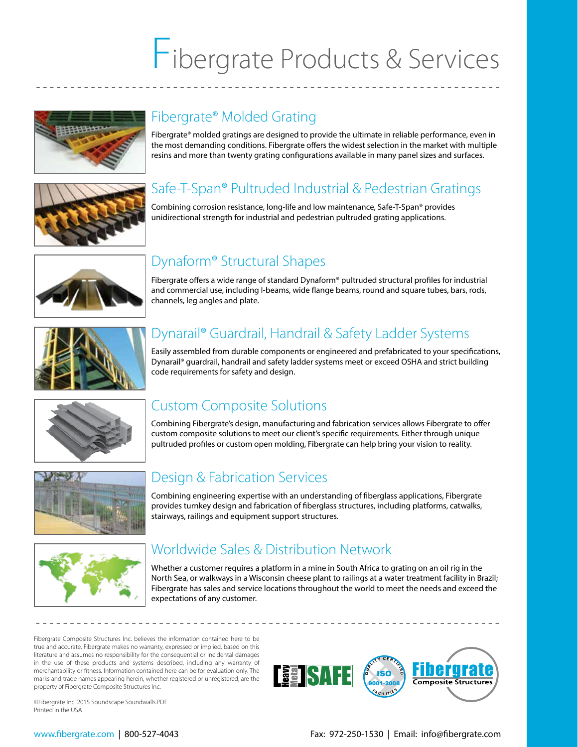# Fibergrate Products & Services

## Fibergrate® Molded Grating

Fibergrate® molded gratings are designed to provide the ultimate in reliable performance, even in the most demanding conditions. Fibergrate offers the widest selection in the market with multiple resins and more than twenty grating configurations available in many panel sizes and surfaces.

## Safe-T-Span® Pultruded Industrial & Pedestrian Gratings

Combining corrosion resistance, long-life and low maintenance, Safe-T-Span® provides unidirectional strength for industrial and pedestrian pultruded grating applications.

## Dynaform® Structural Shapes

Fibergrate offers a wide range of standard Dynaform® pultruded structural profiles for industrial and commercial use, including I-beams, wide flange beams, round and square tubes, bars, rods, channels, leg angles and plate.

## Dynarail® Guardrail, Handrail & Safety Ladder Systems

Easily assembled from durable components or engineered and prefabricated to your specifications, Dynarail® guardrail, handrail and safety ladder systems meet or exceed OSHA and strict building code requirements for safety and design.

## Custom Composite Solutions

Combining Fibergrate's design, manufacturing and fabrication services allows Fibergrate to offer custom composite solutions to meet our client's specific requirements. Either through unique pultruded profiles or custom open molding, Fibergrate can help bring your vision to reality.

## Design & Fabrication Services

Combining engineering expertise with an understanding of fiberglass applications, Fibergrate provides turnkey design and fabrication of fiberglass structures, including platforms, catwalks, stairways, railings and equipment support structures.

## Worldwide Sales & Distribution Network

Whether a customer requires a platform in a mine in South Africa to grating on an oil rig in the North Sea, or walkways in a Wisconsin cheese plant to railings at a water treatment facility in Brazil; Fibergrate has sales and service locations throughout the world to meet the needs and exceed the expectations of any customer.

---

Fibergrate Composite Structures Inc. believes the information contained here to be true and accurate. Fibergrate makes no warranty, expressed or implied, based on this literature and assumes no responsibility for the consequential or incidental damages in the use of these products and systems described, including any warranty of merchantability or fitness. Information contained here can be for evaluation only. The marks and trade names appearing herein, whether registered or unregistered, are the property of Fibergrate Composite Structures Inc.

©Fibergrate Inc. 2015 Soundscape Soundwalls.PDF
Printed in the USA

Heavy Metal SAFE | Quality Certified ISO 9001-2008 Facilities | Fibergrate Composite Structures

www.fibergrate.com | 800-527-4043 Fax: 972-250-1530 | Email: info@fibergrate.com